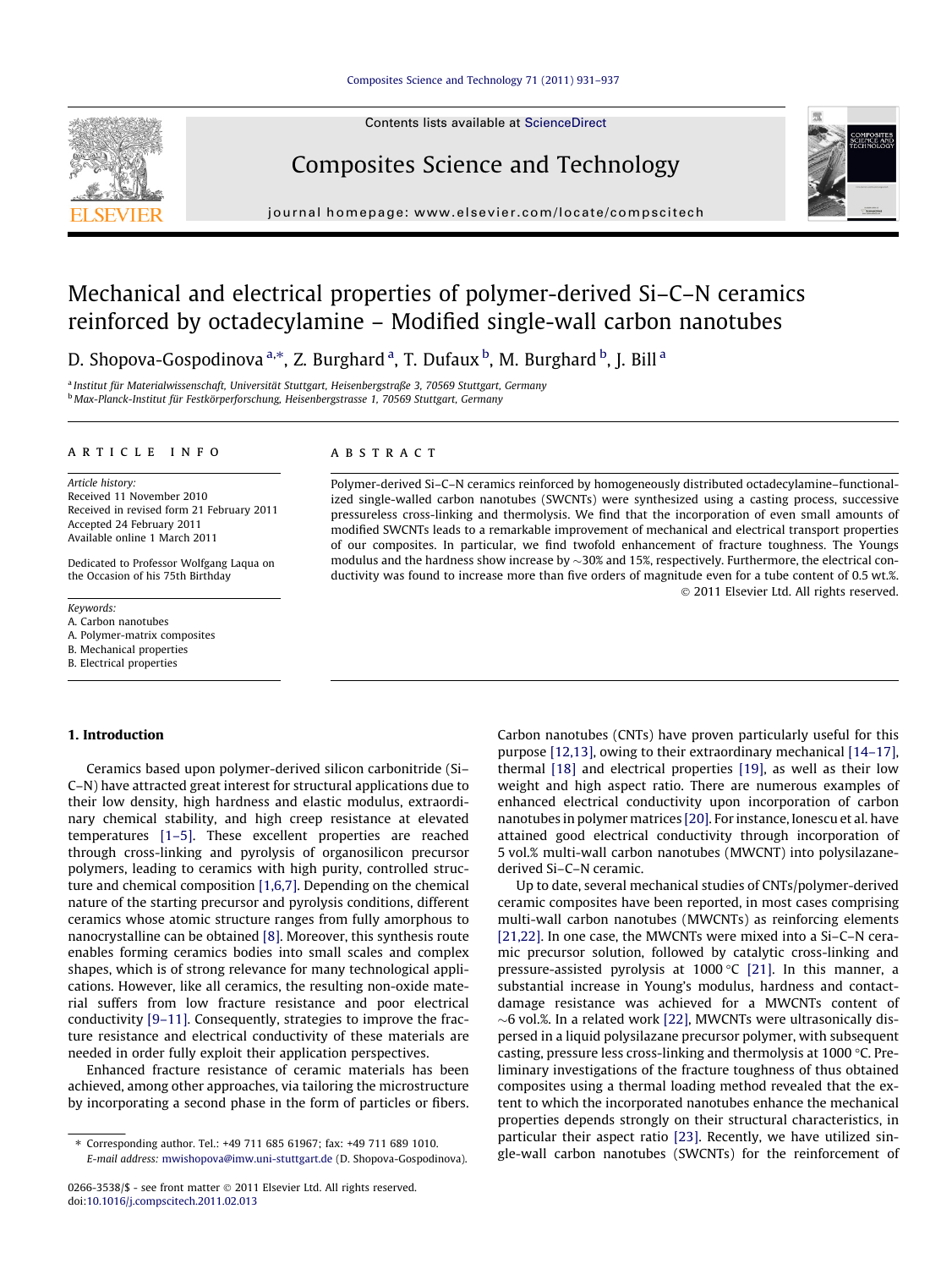# Mechanical and electrical properties of polymer-derived Si–C–N ceramics reinforced by octadecylamine – Modified single-wall carbon nanotubes

D. Shopova-Gospodinova [a,*], Z. Burghard [a], T. Dufaux [b], M. Burghard [b], J. Bill [a]

[a] Institut für Materialwissenschaft, Universität Stuttgart, Heisenbergstraße 3, 70569 Stuttgart, Germany
[b] Max-Planck-Institut für Festkörperforschung, Heisenbergstrasse 1, 70569 Stuttgart, Germany

## ARTICLE INFO

*Article history:*
Received 11 November 2010
Received in revised form 21 February 2011
Accepted 24 February 2011
Available online 1 March 2011

Dedicated to Professor Wolfgang Laqua on the Occasion of his 75th Birthday

*Keywords:*
A. Carbon nanotubes
A. Polymer-matrix composites
B. Mechanical properties
B. Electrical properties

## ABSTRACT

Polymer-derived Si–C–N ceramics reinforced by homogeneously distributed octadecylamine–functionalized single-walled carbon nanotubes (SWCNTs) were synthesized using a casting process, successive pressureless cross-linking and thermolysis. We find that the incorporation of even small amounts of modified SWCNTs leads to a remarkable improvement of mechanical and electrical transport properties of our composites. In particular, we find twofold enhancement of fracture toughness. The Youngs modulus and the hardness show increase by ~30% and 15%, respectively. Furthermore, the electrical conductivity was found to increase more than five orders of magnitude even for a tube content of 0.5 wt.%.

© 2011 Elsevier Ltd. All rights reserved.

## 1. Introduction

Ceramics based upon polymer-derived silicon carbonitride (Si–C–N) have attracted great interest for structural applications due to their low density, high hardness and elastic modulus, extraordinary chemical stability, and high creep resistance at elevated temperatures [1–5]. These excellent properties are reached through cross-linking and pyrolysis of organosilicon precursor polymers, leading to ceramics with high purity, controlled structure and chemical composition [1,6,7]. Depending on the chemical nature of the starting precursor and pyrolysis conditions, different ceramics whose atomic structure ranges from fully amorphous to nanocrystalline can be obtained [8]. Moreover, this synthesis route enables forming ceramics bodies into small scales and complex shapes, which is of strong relevance for many technological applications. However, like all ceramics, the resulting non-oxide material suffers from low fracture resistance and poor electrical conductivity [9–11]. Consequently, strategies to improve the fracture resistance and electrical conductivity of these materials are needed in order fully exploit their application perspectives.

Enhanced fracture resistance of ceramic materials has been achieved, among other approaches, via tailoring the microstructure by incorporating a second phase in the form of particles or fibers. Carbon nanotubes (CNTs) have proven particularly useful for this purpose [12,13], owing to their extraordinary mechanical [14–17], thermal [18] and electrical properties [19], as well as their low weight and high aspect ratio. There are numerous examples of enhanced electrical conductivity upon incorporation of carbon nanotubes in polymer matrices [20]. For instance, Ionescu et al. have attained good electrical conductivity through incorporation of 5 vol.% multi-wall carbon nanotubes (MWCNT) into polysilazane-derived Si–C–N ceramic.

Up to date, several mechanical studies of CNTs/polymer-derived ceramic composites have been reported, in most cases comprising multi-wall carbon nanotubes (MWCNTs) as reinforcing elements [21,22]. In one case, the MWCNTs were mixed into a Si–C–N ceramic precursor solution, followed by catalytic cross-linking and pressure-assisted pyrolysis at 1000 °C [21]. In this manner, a substantial increase in Young's modulus, hardness and contact-damage resistance was achieved for a MWCNTs content of ~6 vol.%. In a related work [22], MWCNTs were ultrasonically dispersed in a liquid polysilazane precursor polymer, with subsequent casting, pressure less cross-linking and thermolysis at 1000 °C. Preliminary investigations of the fracture toughness of thus obtained composites using a thermal loading method revealed that the extent to which the incorporated nanotubes enhance the mechanical properties depends strongly on their structural characteristics, in particular their aspect ratio [23]. Recently, we have utilized single-wall carbon nanotubes (SWCNTs) for the reinforcement of

* Corresponding author. Tel.: +49 711 685 61967; fax: +49 711 689 1010.
E-mail address: mwishopova@imw.uni-stuttgart.de (D. Shopova-Gospodinova).

0266-3538/$ - see front matter © 2011 Elsevier Ltd. All rights reserved.
doi:10.1016/j.compscitech.2011.02.013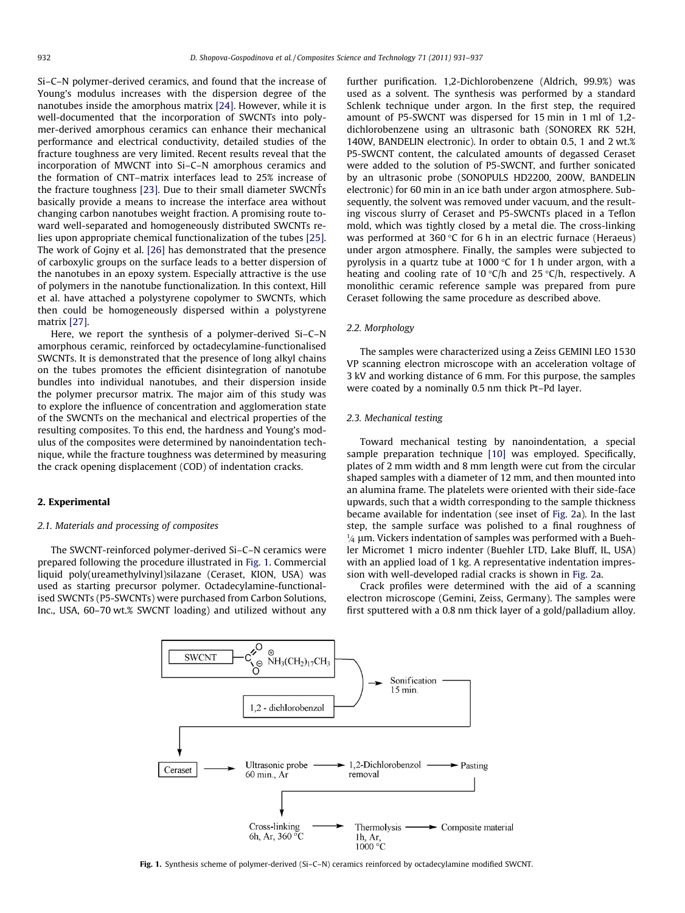Si–C–N polymer-derived ceramics, and found that the increase of Young's modulus increases with the dispersion degree of the nanotubes inside the amorphous matrix [24]. However, while it is well-documented that the incorporation of SWCNTs into polymer-derived amorphous ceramics can enhance their mechanical performance and electrical conductivity, detailed studies of the fracture toughness are very limited. Recent results reveal that the incorporation of MWCNT into Si–C–N amorphous ceramics and the formation of CNT–matrix interfaces lead to 25% increase of the fracture toughness [23]. Due to their small diameter SWCNTs basically provide a means to increase the interface area without changing carbon nanotubes weight fraction. A promising route toward well-separated and homogeneously distributed SWCNTs relies upon appropriate chemical functionalization of the tubes [25]. The work of Gojny et al. [26] has demonstrated that the presence of carboxylic groups on the surface leads to a better dispersion of the nanotubes in an epoxy system. Especially attractive is the use of polymers in the nanotube functionalization. In this context, Hill et al. have attached a polystyrene copolymer to SWCNTs, which then could be homogeneously dispersed within a polystyrene matrix [27].

Here, we report the synthesis of a polymer-derived Si–C–N amorphous ceramic, reinforced by octadecylamine-functionalised SWCNTs. It is demonstrated that the presence of long alkyl chains on the tubes promotes the efficient disintegration of nanotube bundles into individual nanotubes, and their dispersion inside the polymer precursor matrix. The major aim of this study was to explore the influence of concentration and agglomeration state of the SWCNTs on the mechanical and electrical properties of the resulting composites. To this end, the hardness and Young's modulus of the composites were determined by nanoindentation technique, while the fracture toughness was determined by measuring the crack opening displacement (COD) of indentation cracks.

## 2. Experimental

### 2.1. Materials and processing of composites

The SWCNT-reinforced polymer-derived Si–C–N ceramics were prepared following the procedure illustrated in Fig. 1. Commercial liquid poly(ureamethylvinyl)silazane (Ceraset, KION, USA) was used as starting precursor polymer. Octadecylamine-functionalised SWCNTs (P5-SWCNTs) were purchased from Carbon Solutions, Inc., USA, 60–70 wt.% SWCNT loading) and utilized without any further purification. 1,2-Dichlorobenzene (Aldrich, 99.9%) was used as a solvent. The synthesis was performed by a standard Schlenk technique under argon. In the first step, the required amount of P5-SWCNT was dispersed for 15 min in 1 ml of 1,2-dichlorobenzene using an ultrasonic bath (SONOREX RK 52H, 140W, BANDELIN electronic). In order to obtain 0.5, 1 and 2 wt.% P5-SWCNT content, the calculated amounts of degassed Ceraset were added to the solution of P5-SWCNT, and further sonicated by an ultrasonic probe (SONOPULS HD2200, 200W, BANDELIN electronic) for 60 min in an ice bath under argon atmosphere. Subsequently, the solvent was removed under vacuum, and the resulting viscous slurry of Ceraset and P5-SWCNTs placed in a Teflon mold, which was tightly closed by a metal die. The cross-linking was performed at 360 °C for 6 h in an electric furnace (Heraeus) under argon atmosphere. Finally, the samples were subjected to pyrolysis in a quartz tube at 1000 °C for 1 h under argon, with a heating and cooling rate of 10 °C/h and 25 °C/h, respectively. A monolithic ceramic reference sample was prepared from pure Ceraset following the same procedure as described above.

### 2.2. Morphology

The samples were characterized using a Zeiss GEMINI LEO 1530 VP scanning electron microscope with an acceleration voltage of 3 kV and working distance of 6 mm. For this purpose, the samples were coated by a nominally 0.5 nm thick Pt–Pd layer.

### 2.3. Mechanical testing

Toward mechanical testing by nanoindentation, a special sample preparation technique [10] was employed. Specifically, plates of 2 mm width and 8 mm length were cut from the circular shaped samples with a diameter of 12 mm, and then mounted into an alumina frame. The platelets were oriented with their side-face upwards, such that a width corresponding to the sample thickness became available for indentation (see inset of Fig. 2a). In the last step, the sample surface was polished to a final roughness of ¼ μm. Vickers indentation of samples was performed with a Buehler Micromet 1 micro indenter (Buehler LTD, Lake Bluff, IL, USA) with an applied load of 1 kg. A representative indentation impression with well-developed radial cracks is shown in Fig. 2a.

Crack profiles were determined with the aid of a scanning electron microscope (Gemini, Zeiss, Germany). The samples were first sputtered with a 0.8 nm thick layer of a gold/palladium alloy.

SWCNT – $C(=O)O^{\ominus}$ $^{\oplus}NH_3(CH_2)_{17}CH_3$ + 1,2 - dichlorobenzol → Sonification 15 min.

Ceraset → Ultrasonic probe 60 min., Ar → 1,2-Dichlorobenzol removal → Pasting

Cross-linking 6h, Ar, 360 °C → Thermolysis 1h, Ar, 1000 °C → Composite material

**Fig. 1.** Synthesis scheme of polymer-derived (Si–C–N) ceramics reinforced by octadecylamine modified SWCNT.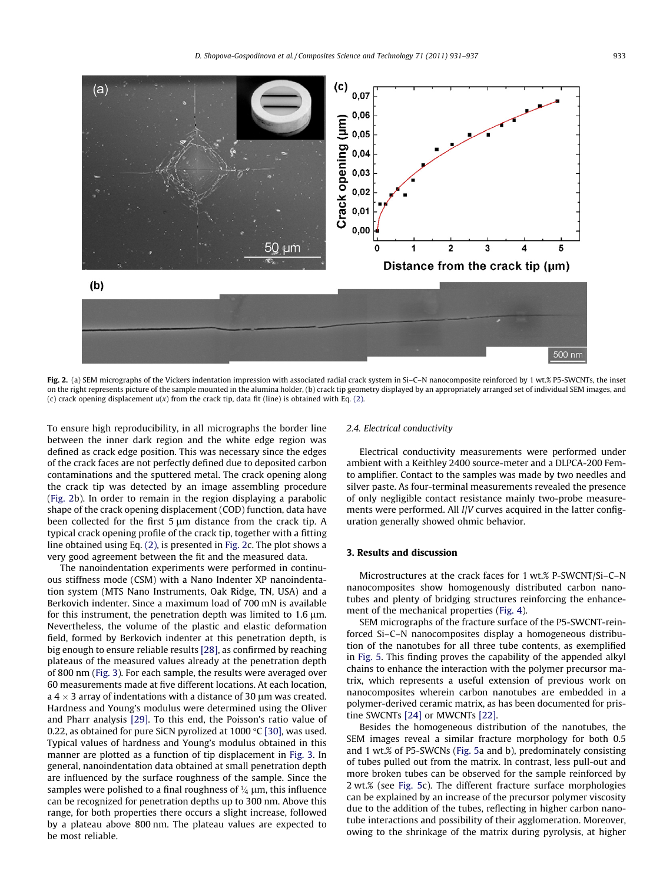**Fig. 2.** (a) SEM micrographs of the Vickers indentation impression with associated radial crack system in Si–C–N nanocomposite reinforced by 1 wt.% P5-SWCNTs, the inset on the right represents picture of the sample mounted in the alumina holder, (b) crack tip geometry displayed by an appropriately arranged set of individual SEM images, and (c) crack opening displacement $u(x)$ from the crack tip, data fit (line) is obtained with Eq. (2).

To ensure high reproducibility, in all micrographs the border line between the inner dark region and the white edge region was defined as crack edge position. This was necessary since the edges of the crack faces are not perfectly defined due to deposited carbon contaminations and the sputtered metal. The crack opening along the crack tip was detected by an image assembling procedure (Fig. 2b). In order to remain in the region displaying a parabolic shape of the crack opening displacement (COD) function, data have been collected for the first 5 μm distance from the crack tip. A typical crack opening profile of the crack tip, together with a fitting line obtained using Eq. (2), is presented in Fig. 2c. The plot shows a very good agreement between the fit and the measured data.

The nanoindentation experiments were performed in continuous stiffness mode (CSM) with a Nano Indenter XP nanoindentation system (MTS Nano Instruments, Oak Ridge, TN, USA) and a Berkovich indenter. Since a maximum load of 700 mN is available for this instrument, the penetration depth was limited to 1.6 μm. Nevertheless, the volume of the plastic and elastic deformation field, formed by Berkovich indenter at this penetration depth, is big enough to ensure reliable results [28], as confirmed by reaching plateaus of the measured values already at the penetration depth of 800 nm (Fig. 3). For each sample, the results were averaged over 60 measurements made at five different locations. At each location, a 4 × 3 array of indentations with a distance of 30 μm was created. Hardness and Young's modulus were determined using the Oliver and Pharr analysis [29]. To this end, the Poisson's ratio value of 0.22, as obtained for pure SiCN pyrolized at 1000 °C [30], was used. Typical values of hardness and Young's modulus obtained in this manner are plotted as a function of tip displacement in Fig. 3. In general, nanoindentation data obtained at small penetration depth are influenced by the surface roughness of the sample. Since the samples were polished to a final roughness of ¼ μm, this influence can be recognized for penetration depths up to 300 nm. Above this range, for both properties there occurs a slight increase, followed by a plateau above 800 nm. The plateau values are expected to be most reliable.

### 2.4. Electrical conductivity

Electrical conductivity measurements were performed under ambient with a Keithley 2400 source-meter and a DLPCA-200 Femto amplifier. Contact to the samples was made by two needles and silver paste. As four-terminal measurements revealed the presence of only negligible contact resistance mainly two-probe measurements were performed. All *I*/*V* curves acquired in the latter configuration generally showed ohmic behavior.

## 3. Results and discussion

Microstructures at the crack faces for 1 wt.% P-SWCNT/Si–C–N nanocomposites show homogenously distributed carbon nanotubes and plenty of bridging structures reinforcing the enhancement of the mechanical properties (Fig. 4).

SEM micrographs of the fracture surface of the P5-SWCNT-reinforced Si–C–N nanocomposites display a homogeneous distribution of the nanotubes for all three tube contents, as exemplified in Fig. 5. This finding proves the capability of the appended alkyl chains to enhance the interaction with the polymer precursor matrix, which represents a useful extension of previous work on nanocomposites wherein carbon nanotubes are embedded in a polymer-derived ceramic matrix, as has been documented for pristine SWCNTs [24] or MWCNTs [22].

Besides the homogeneous distribution of the nanotubes, the SEM images reveal a similar fracture morphology for both 0.5 and 1 wt.% of P5-SWCNs (Fig. 5a and b), predominately consisting of tubes pulled out from the matrix. In contrast, less pull-out and more broken tubes can be observed for the sample reinforced by 2 wt.% (see Fig. 5c). The different fracture surface morphologies can be explained by an increase of the precursor polymer viscosity due to the addition of the tubes, reflecting in higher carbon nanotube interactions and possibility of their agglomeration. Moreover, owing to the shrinkage of the matrix during pyrolysis, at higher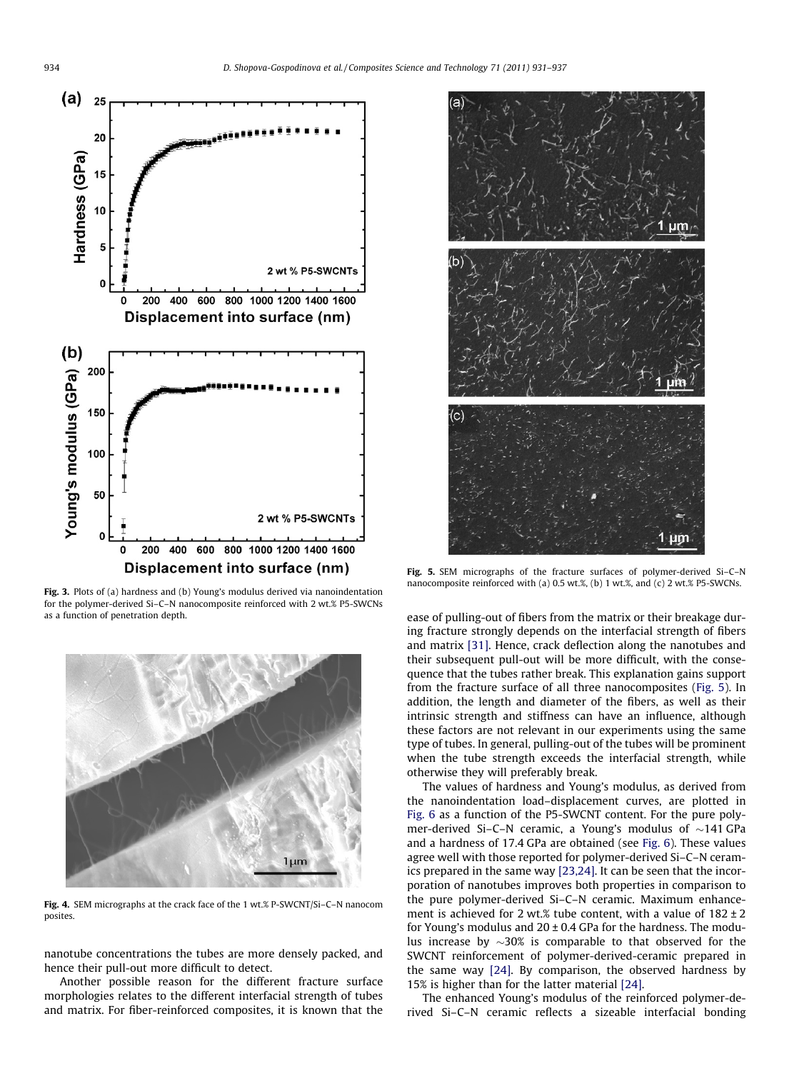Fig. 3. Plots of (a) hardness and (b) Young's modulus derived via nanoindentation for the polymer-derived Si–C–N nanocomposite reinforced with 2 wt.% P5-SWCNs as a function of penetration depth.

Fig. 4. SEM micrographs at the crack face of the 1 wt.% P-SWCNT/Si–C–N nanocomposites.

nanotube concentrations the tubes are more densely packed, and hence their pull-out more difficult to detect.

Another possible reason for the different fracture surface morphologies relates to the different interfacial strength of tubes and matrix. For fiber-reinforced composites, it is known that the ease of pulling-out of fibers from the matrix or their breakage during fracture strongly depends on the interfacial strength of fibers and matrix [31]. Hence, crack deflection along the nanotubes and their subsequent pull-out will be more difficult, with the consequence that the tubes rather break. This explanation gains support from the fracture surface of all three nanocomposites (Fig. 5). In addition, the length and diameter of the fibers, as well as their intrinsic strength and stiffness can have an influence, although these factors are not relevant in our experiments using the same type of tubes. In general, pulling-out of the tubes will be prominent when the tube strength exceeds the interfacial strength, while otherwise they will preferably break.

Fig. 5. SEM micrographs of the fracture surfaces of polymer-derived Si–C–N nanocomposite reinforced with (a) 0.5 wt.%, (b) 1 wt.%, and (c) 2 wt.% P5-SWCNs.

The values of hardness and Young's modulus, as derived from the nanoindentation load–displacement curves, are plotted in Fig. 6 as a function of the P5-SWCNT content. For the pure polymer-derived Si–C–N ceramic, a Young's modulus of ~141 GPa and a hardness of 17.4 GPa are obtained (see Fig. 6). These values agree well with those reported for polymer-derived Si–C–N ceramics prepared in the same way [23,24]. It can be seen that the incorporation of nanotubes improves both properties in comparison to the pure polymer-derived Si–C–N ceramic. Maximum enhancement is achieved for 2 wt.% tube content, with a value of $182 \pm 2$ for Young's modulus and $20 \pm 0.4$ GPa for the hardness. The modulus increase by ~30% is comparable to that observed for the SWCNT reinforcement of polymer-derived-ceramic prepared in the same way [24]. By comparison, the observed hardness by 15% is higher than for the latter material [24].

The enhanced Young's modulus of the reinforced polymer-derived Si–C–N ceramic reflects a sizeable interfacial bonding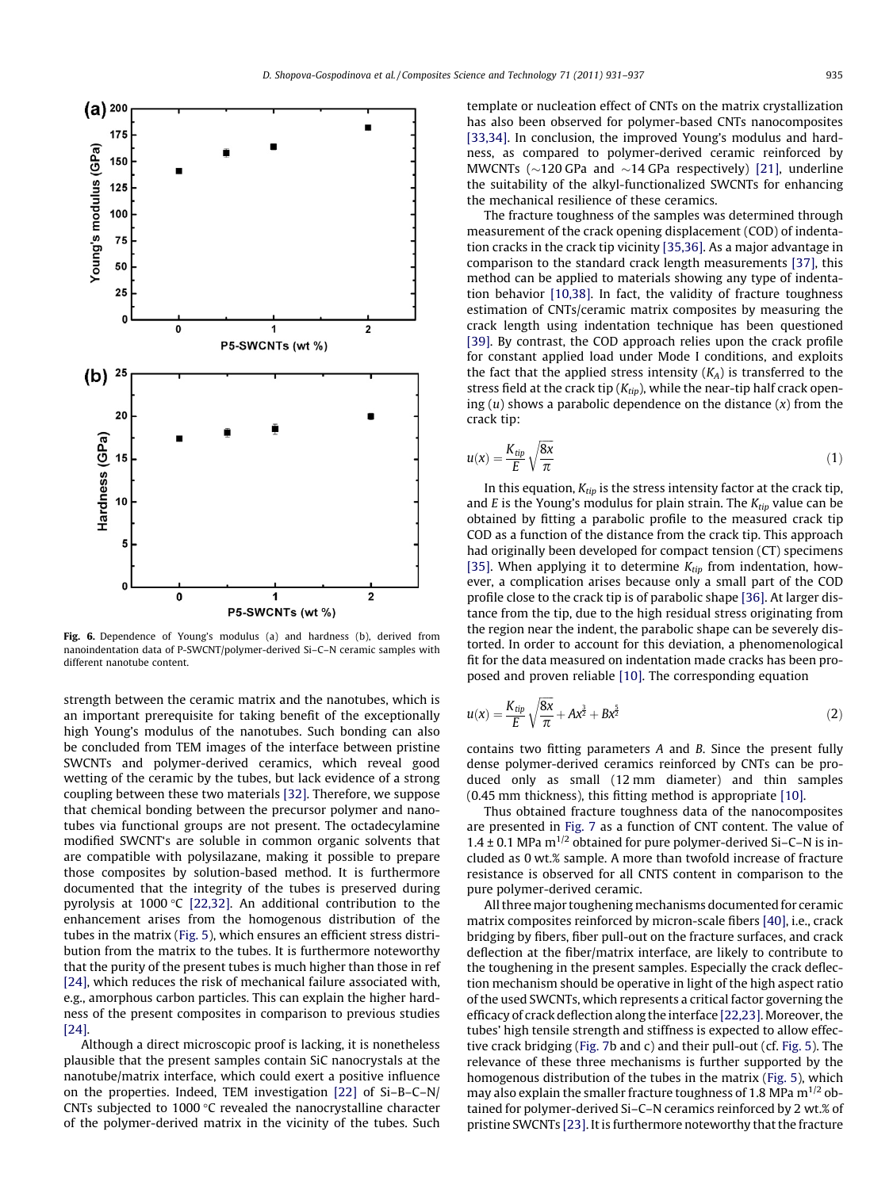Fig. 6. Dependence of Young's modulus (a) and hardness (b), derived from nanoindentation data of P-SWCNT/polymer-derived Si–C–N ceramic samples with different nanotube content.

strength between the ceramic matrix and the nanotubes, which is an important prerequisite for taking benefit of the exceptionally high Young's modulus of the nanotubes. Such bonding can also be concluded from TEM images of the interface between pristine SWCNTs and polymer-derived ceramics, which reveal good wetting of the ceramic by the tubes, but lack evidence of a strong coupling between these two materials [32]. Therefore, we suppose that chemical bonding between the precursor polymer and nanotubes via functional groups are not present. The octadecylamine modified SWCNT's are soluble in common organic solvents that are compatible with polysilazane, making it possible to prepare those composites by solution-based method. It is furthermore documented that the integrity of the tubes is preserved during pyrolysis at 1000 °C [22,32]. An additional contribution to the enhancement arises from the homogenous distribution of the tubes in the matrix (Fig. 5), which ensures an efficient stress distribution from the matrix to the tubes. It is furthermore noteworthy that the purity of the present tubes is much higher than those in ref [24], which reduces the risk of mechanical failure associated with, e.g., amorphous carbon particles. This can explain the higher hardness of the present composites in comparison to previous studies [24].

Although a direct microscopic proof is lacking, it is nonetheless plausible that the present samples contain SiC nanocrystals at the nanotube/matrix interface, which could exert a positive influence on the properties. Indeed, TEM investigation [22] of Si–B–C–N/CNTs subjected to 1000 °C revealed the nanocrystalline character of the polymer-derived matrix in the vicinity of the tubes. Such template or nucleation effect of CNTs on the matrix crystallization has also been observed for polymer-based CNTs nanocomposites [33,34]. In conclusion, the improved Young's modulus and hardness, as compared to polymer-derived ceramic reinforced by MWCNTs (∼120 GPa and ∼14 GPa respectively) [21], underline the suitability of the alkyl-functionalized SWCNTs for enhancing the mechanical resilience of these ceramics.

The fracture toughness of the samples was determined through measurement of the crack opening displacement (COD) of indentation cracks in the crack tip vicinity [35,36]. As a major advantage in comparison to the standard crack length measurements [37], this method can be applied to materials showing any type of indentation behavior [10,38]. In fact, the validity of fracture toughness estimation of CNTs/ceramic matrix composites by measuring the crack length using indentation technique has been questioned [39]. By contrast, the COD approach relies upon the crack profile for constant applied load under Mode I conditions, and exploits the fact that the applied stress intensity ($K_A$) is transferred to the stress field at the crack tip ($K_{tip}$), while the near-tip half crack opening ($u$) shows a parabolic dependence on the distance ($x$) from the crack tip:

$$u(x) = \frac{K_{tip}}{E}\sqrt{\frac{8x}{\pi}} \tag{1}$$

In this equation, $K_{tip}$ is the stress intensity factor at the crack tip, and $E$ is the Young's modulus for plain strain. The $K_{tip}$ value can be obtained by fitting a parabolic profile to the measured crack tip COD as a function of the distance from the crack tip. This approach had originally been developed for compact tension (CT) specimens [35]. When applying it to determine $K_{tip}$ from indentation, however, a complication arises because only a small part of the COD profile close to the crack tip is of parabolic shape [36]. At larger distance from the tip, due to the high residual stress originating from the region near the indent, the parabolic shape can be severely distorted. In order to account for this deviation, a phenomenological fit for the data measured on indentation made cracks has been proposed and proven reliable [10]. The corresponding equation

$$u(x) = \frac{K_{tip}}{E}\sqrt{\frac{8x}{\pi}} + Ax^{\frac{3}{2}} + Bx^{\frac{5}{2}} \tag{2}$$

contains two fitting parameters $A$ and $B$. Since the present fully dense polymer-derived ceramics reinforced by CNTs can be produced only as small (12 mm diameter) and thin samples (0.45 mm thickness), this fitting method is appropriate [10].

Thus obtained fracture toughness data of the nanocomposites are presented in Fig. 7 as a function of CNT content. The value of 1.4 ± 0.1 MPa m$^{1/2}$ obtained for pure polymer-derived Si–C–N is included as 0 wt.% sample. A more than twofold increase of fracture resistance is observed for all CNTS content in comparison to the pure polymer-derived ceramic.

All three major toughening mechanisms documented for ceramic matrix composites reinforced by micron-scale fibers [40], i.e., crack bridging by fibers, fiber pull-out on the fracture surfaces, and crack deflection at the fiber/matrix interface, are likely to contribute to the toughening in the present samples. Especially the crack deflection mechanism should be operative in light of the high aspect ratio of the used SWCNTs, which represents a critical factor governing the efficacy of crack deflection along the interface [22,23]. Moreover, the tubes' high tensile strength and stiffness is expected to allow effective crack bridging (Fig. 7b and c) and their pull-out (cf. Fig. 5). The relevance of these three mechanisms is further supported by the homogenous distribution of the tubes in the matrix (Fig. 5), which may also explain the smaller fracture toughness of 1.8 MPa m$^{1/2}$ obtained for polymer-derived Si–C–N ceramics reinforced by 2 wt.% of pristine SWCNTs [23]. It is furthermore noteworthy that the fracture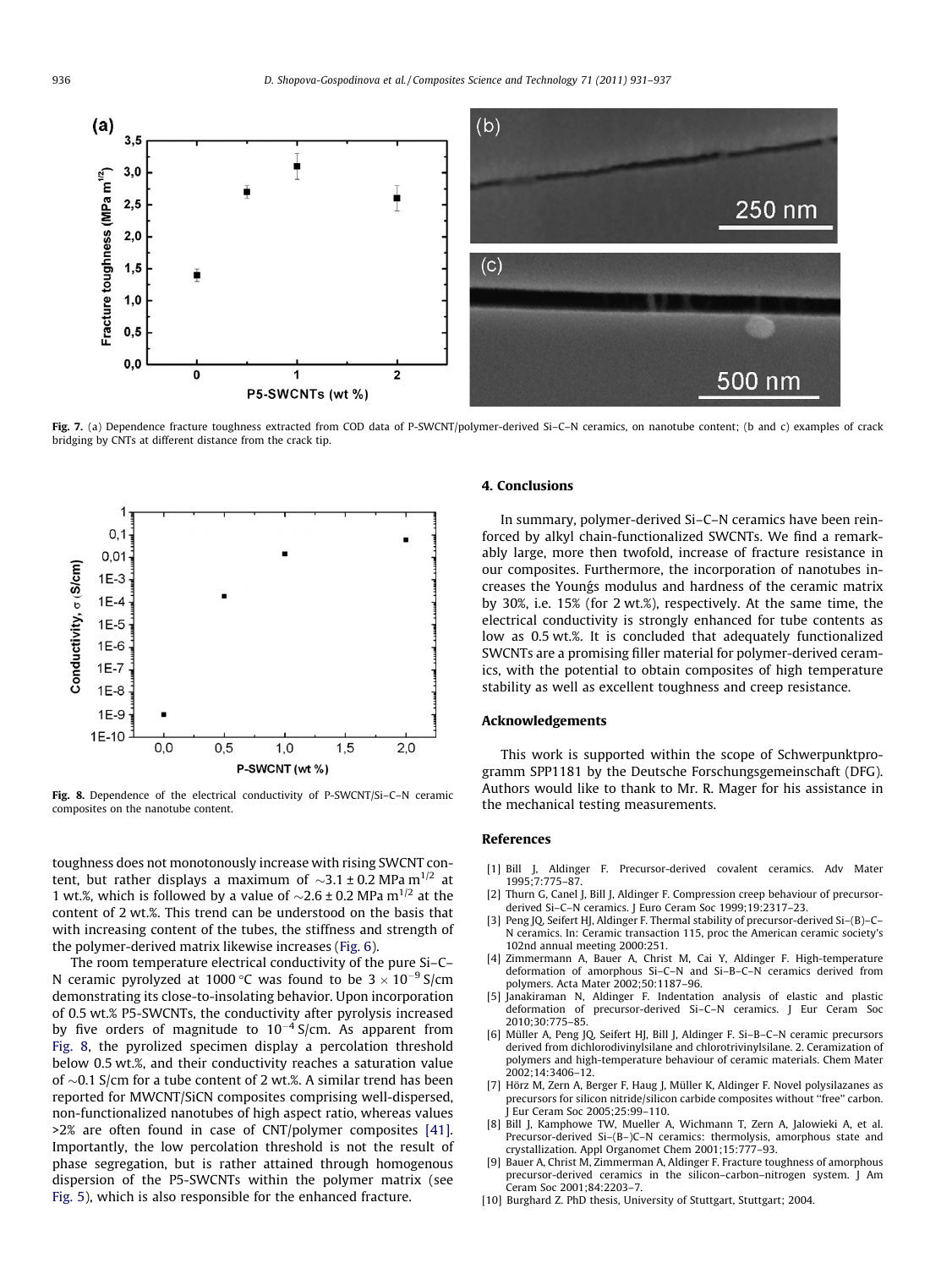Fig. 7. (a) Dependence fracture toughness extracted from COD data of P-SWCNT/polymer-derived Si–C–N ceramics, on nanotube content; (b and c) examples of crack bridging by CNTs at different distance from the crack tip.

Fig. 8. Dependence of the electrical conductivity of P-SWCNT/Si–C–N ceramic composites on the nanotube content.

toughness does not monotonously increase with rising SWCNT content, but rather displays a maximum of $\sim 3.1 \pm 0.2$ MPa m$^{1/2}$ at 1 wt.%, which is followed by a value of $\sim 2.6 \pm 0.2$ MPa m$^{1/2}$ at the content of 2 wt.%. This trend can be understood on the basis that with increasing content of the tubes, the stiffness and strength of the polymer-derived matrix likewise increases (Fig. 6).

The room temperature electrical conductivity of the pure Si–C–N ceramic pyrolyzed at 1000 °C was found to be $3 \times 10^{-9}$ S/cm demonstrating its close-to-insolating behavior. Upon incorporation of 0.5 wt.% P5-SWCNTs, the conductivity after pyrolysis increased by five orders of magnitude to $10^{-4}$ S/cm. As apparent from Fig. 8, the pyrolized specimen display a percolation threshold below 0.5 wt.%, and their conductivity reaches a saturation value of $\sim 0.1$ S/cm for a tube content of 2 wt.%. A similar trend has been reported for MWCNT/SiCN composites comprising well-dispersed, non-functionalized nanotubes of high aspect ratio, whereas values >2% are often found in case of CNT/polymer composites [41]. Importantly, the low percolation threshold is not the result of phase segregation, but is rather attained through homogenous dispersion of the P5-SWCNTs within the polymer matrix (see Fig. 5), which is also responsible for the enhanced fracture.

## 4. Conclusions

In summary, polymer-derived Si–C–N ceramics have been reinforced by alkyl chain-functionalized SWCNTs. We find a remarkably large, more then twofold, increase of fracture resistance in our composites. Furthermore, the incorporation of nanotubes increases the Youngś modulus and hardness of the ceramic matrix by 30%, i.e. 15% (for 2 wt.%), respectively. At the same time, the electrical conductivity is strongly enhanced for tube contents as low as 0.5 wt.%. It is concluded that adequately functionalized SWCNTs are a promising filler material for polymer-derived ceramics, with the potential to obtain composites of high temperature stability as well as excellent toughness and creep resistance.

## Acknowledgements

This work is supported within the scope of Schwerpunktprogramm SPP1181 by the Deutsche Forschungsgemeinschaft (DFG). Authors would like to thank to Mr. R. Mager for his assistance in the mechanical testing measurements.

## References

[1] Bill J, Aldinger F. Precursor-derived covalent ceramics. Adv Mater 1995;7:775–87.

[2] Thurn G, Canel J, Bill J, Aldinger F. Compression creep behaviour of precursor-derived Si–C–N ceramics. J Euro Ceram Soc 1999;19:2317–23.

[3] Peng JQ, Seifert HJ, Aldinger F. Thermal stability of precursor-derived Si–(B)–C–N ceramics. In: Ceramic transaction 115, proc the American ceramic society's 102nd annual meeting 2000:251.

[4] Zimmermann A, Bauer A, Christ M, Cai Y, Aldinger F. High-temperature deformation of amorphous Si–C–N and Si–B–C–N ceramics derived from polymers. Acta Mater 2002;50:1187–96.

[5] Janakiraman N, Aldinger F. Indentation analysis of elastic and plastic deformation of precursor-derived Si–C–N ceramics. J Eur Ceram Soc 2010;30:775–85.

[6] Müller A, Peng JQ, Seifert HJ, Bill J, Aldinger F. Si–B–C–N ceramic precursors derived from dichlorodivinylsilane and chlorotrivinylsilane. 2. Ceramization of polymers and high-temperature behaviour of ceramic materials. Chem Mater 2002;14:3406–12.

[7] Hörz M, Zern A, Berger F, Haug J, Müller K, Aldinger F. Novel polysilazanes as precursors for silicon nitride/silicon carbide composites without "free" carbon. J Eur Ceram Soc 2005;25:99–110.

[8] Bill J, Kamphowe TW, Mueller A, Wichmann T, Zern A, Jalowieki A, et al. Precursor-derived Si–(B–)C–N ceramics: thermolysis, amorphous state and crystallization. Appl Organomet Chem 2001;15:777–93.

[9] Bauer A, Christ M, Zimmermann A, Aldinger F. Fracture toughness of amorphous precursor-derived ceramics in the silicon–carbon–nitrogen system. J Am Ceram Soc 2001;84:2203–7.

[10] Burghard Z. PhD thesis, University of Stuttgart, Stuttgart; 2004.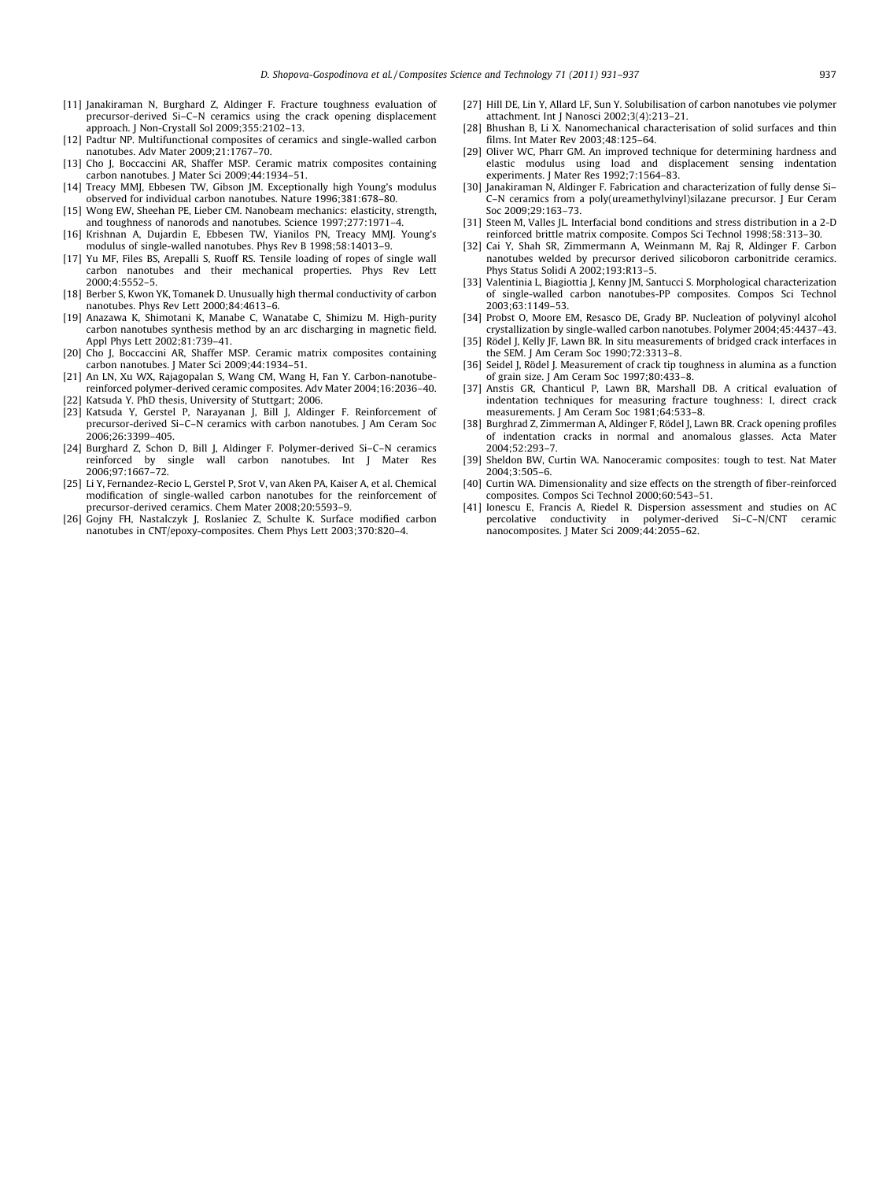[11] Janakiraman N, Burghard Z, Aldinger F. Fracture toughness evaluation of precursor-derived Si–C–N ceramics using the crack opening displacement approach. J Non-Crystall Sol 2009;355:2102–13.

[12] Padtur NP. Multifunctional composites of ceramics and single-walled carbon nanotubes. Adv Mater 2009;21:1767–70.

[13] Cho J, Boccaccini AR, Shaffer MSP. Ceramic matrix composites containing carbon nanotubes. J Mater Sci 2009;44:1934–51.

[14] Treacy MMJ, Ebbesen TW, Gibson JM. Exceptionally high Young's modulus observed for individual carbon nanotubes. Nature 1996;381:678–80.

[15] Wong EW, Sheehan PE, Lieber CM. Nanobeam mechanics: elasticity, strength, and toughness of nanorods and nanotubes. Science 1997;277:1971–4.

[16] Krishnan A, Dujardin E, Ebbesen TW, Yianilos PN, Treacy MMJ. Young's modulus of single-walled nanotubes. Phys Rev B 1998;58:14013–9.

[17] Yu MF, Files BS, Arepalli S, Ruoff RS. Tensile loading of ropes of single wall carbon nanotubes and their mechanical properties. Phys Rev Lett 2000;4:5552–5.

[18] Berber S, Kwon YK, Tomanek D. Unusually high thermal conductivity of carbon nanotubes. Phys Rev Lett 2000;84:4613–6.

[19] Anazawa K, Shimotani K, Manabe C, Wanatabe C, Shimizu M. High-purity carbon nanotubes synthesis method by an arc discharging in magnetic field. Appl Phys Lett 2002;81:739–41.

[20] Cho J, Boccaccini AR, Shaffer MSP. Ceramic matrix composites containing carbon nanotubes. J Mater Sci 2009;44:1934–51.

[21] An LN, Xu WX, Rajagopalan S, Wang CM, Wang H, Fan Y. Carbon-nanotube-reinforced polymer-derived ceramic composites. Adv Mater 2004;16:2036–40.

[22] Katsuda Y. PhD thesis, University of Stuttgart; 2006.

[23] Katsuda Y, Gerstel P, Narayanan J, Bill J, Aldinger F. Reinforcement of precursor-derived Si–C–N ceramics with carbon nanotubes. J Am Ceram Soc 2006;26:3399–405.

[24] Burghard Z, Schon D, Bill J, Aldinger F. Polymer-derived Si–C–N ceramics reinforced by single wall carbon nanotubes. Int J Mater Res 2006;97:1667–72.

[25] Li Y, Fernandez-Recio L, Gerstel P, Srot V, van Aken PA, Kaiser A, et al. Chemical modification of single-walled carbon nanotubes for the reinforcement of precursor-derived ceramics. Chem Mater 2008;20:5593–9.

[26] Gojny FH, Nastalczyk J, Roslaniec Z, Schulte K. Surface modified carbon nanotubes in CNT/epoxy-composites. Chem Phys Lett 2003;370:820–4.

[27] Hill DE, Lin Y, Allard LF, Sun Y. Solubilisation of carbon nanotubes vie polymer attachment. Int J Nanosci 2002;3(4):213–21.

[28] Bhushan B, Li X. Nanomechanical characterisation of solid surfaces and thin films. Int Mater Rev 2003;48:125–64.

[29] Oliver WC, Pharr GM. An improved technique for determining hardness and elastic modulus using load and displacement sensing indentation experiments. J Mater Res 1992;7:1564–83.

[30] Janakiraman N, Aldinger F. Fabrication and characterization of fully dense Si–C–N ceramics from a poly(ureamethylvinyl)silazane precursor. J Eur Ceram Soc 2009;29:163–73.

[31] Steen M, Valles JL. Interfacial bond conditions and stress distribution in a 2-D reinforced brittle matrix composite. Compos Sci Technol 1998;58:313–30.

[32] Cai Y, Shah SR, Zimmermann A, Weinmann M, Raj R, Aldinger F. Carbon nanotubes welded by precursor derived silicoboron carbonitride ceramics. Phys Status Solidi A 2002;193:R13–5.

[33] Valentinia L, Biagiottia J, Kenny JM, Santucci S. Morphological characterization of single-walled carbon nanotubes-PP composites. Compos Sci Technol 2003;63:1149–53.

[34] Probst O, Moore EM, Resasco DE, Grady BP. Nucleation of polyvinyl alcohol crystallization by single-walled carbon nanotubes. Polymer 2004;45:4437–43.

[35] Rödel J, Kelly JF, Lawn BR. In situ measurements of bridged crack interfaces in the SEM. J Am Ceram Soc 1990;72:3313–8.

[36] Seidel J, Rödel J. Measurement of crack tip toughness in alumina as a function of grain size. J Am Ceram Soc 1997;80:433–8.

[37] Anstis GR, Chanticul P, Lawn BR, Marshall DB. A critical evaluation of indentation techniques for measuring fracture toughness: I, direct crack measurements. J Am Ceram Soc 1981;64:533–8.

[38] Burghrad Z, Zimmerman A, Aldinger F, Rödel J, Lawn BR. Crack opening profiles of indentation cracks in normal and anomalous glasses. Acta Mater 2004;52:293–7.

[39] Sheldon BW, Curtin WA. Nanoceramic composites: tough to test. Nat Mater 2004;3:505–6.

[40] Curtin WA. Dimensionality and size effects on the strength of fiber-reinforced composites. Compos Sci Technol 2000;60:543–51.

[41] Ionescu E, Francis A, Riedel R. Dispersion assessment and studies on AC percolative conductivity in polymer-derived Si–C–N/CNT ceramic nanocomposites. J Mater Sci 2009;44:2055–62.